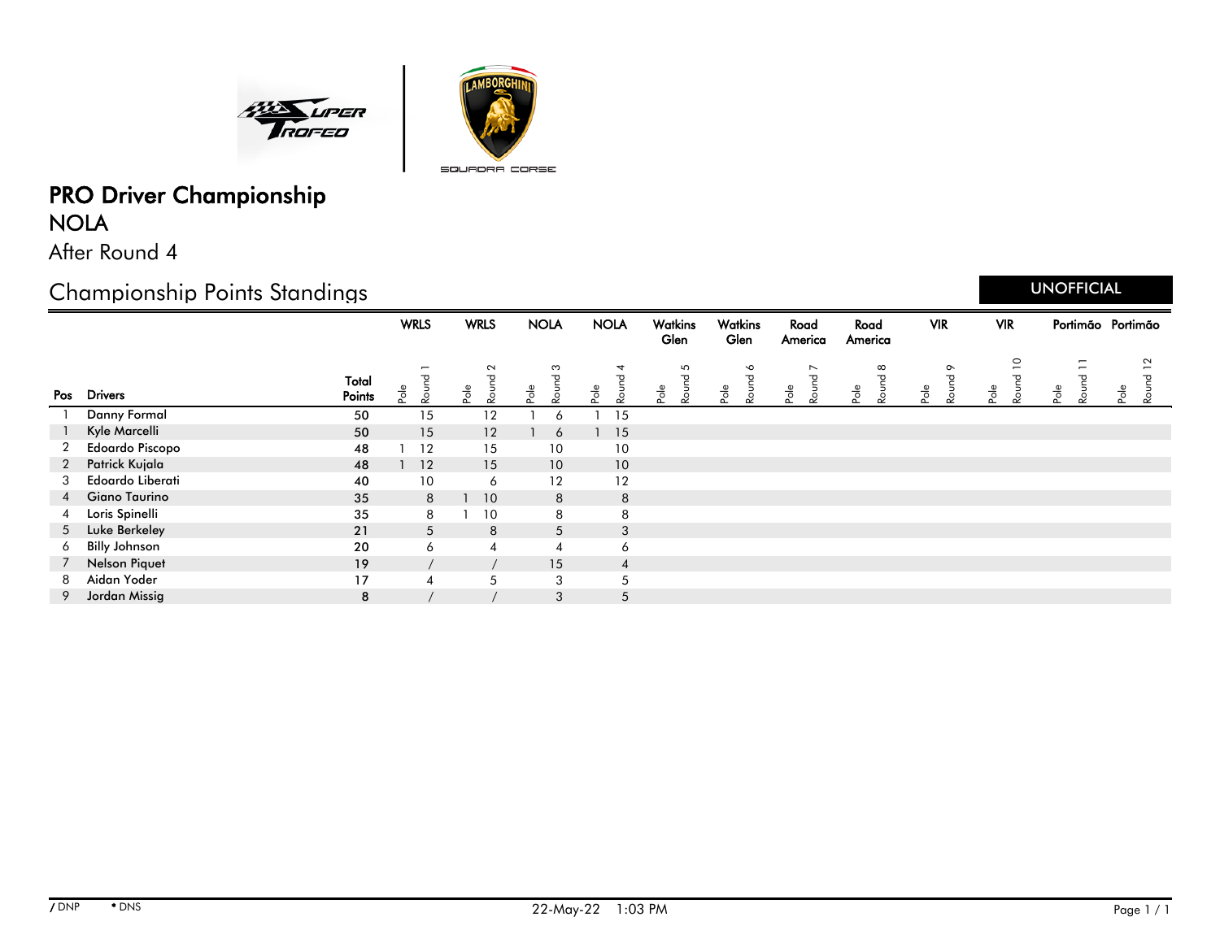# PRO Driver Championship

## NOLA

After Round 4

## Championship Points Standings

UNOFFICIAL

| Pos | Drivers | Total Points | WRLS Pole | WRLS Round 1 | WRLS Pole | WRLS Round 2 | NOLA Pole | NOLA Round 3 | NOLA Pole | NOLA Round 4 | Watkins Glen Pole | Watkins Glen Round 5 | Watkins Glen Pole | Watkins Glen Round 6 | Road America Pole | Road America Round 7 | Road America Pole | Road America Round 8 | VIR Pole | VIR Round 9 | VIR Pole | VIR Round 10 | Portimão Pole | Portimão Round 11 | Portimão Pole | Portimão Round 12 |
|---|---|---|---|---|---|---|---|---|---|---|---|---|---|---|---|---|---|---|---|---|---|---|---|---|---|---|
| 1 | Danny Formal | 50 | | 15 | | 12 | 1 | 6 | 1 | 15 | | | | | | | | | | | | | | | | |
| 1 | Kyle Marcelli | 50 | | 15 | | 12 | 1 | 6 | 1 | 15 | | | | | | | | | | | | | | | | |
| 2 | Edoardo Piscopo | 48 | 1 | 12 | | 15 | | 10 | | 10 | | | | | | | | | | | | | | | | |
| 2 | Patrick Kujala | 48 | 1 | 12 | | 15 | | 10 | | 10 | | | | | | | | | | | | | | | | |
| 3 | Edoardo Liberati | 40 | | 10 | | 6 | | 12 | | 12 | | | | | | | | | | | | | | | | |
| 4 | Giano Taurino | 35 | | 8 | 1 | 10 | | 8 | | 8 | | | | | | | | | | | | | | | | |
| 4 | Loris Spinelli | 35 | | 8 | 1 | 10 | | 8 | | 8 | | | | | | | | | | | | | | | | |
| 5 | Luke Berkeley | 21 | | 5 | | 8 | | 5 | | 3 | | | | | | | | | | | | | | | | |
| 6 | Billy Johnson | 20 | | 6 | | 4 | | 4 | | 6 | | | | | | | | | | | | | | | | |
| 7 | Nelson Piquet | 19 | | / | | / | | 15 | | 4 | | | | | | | | | | | | | | | | |
| 8 | Aidan Yoder | 17 | | 4 | | 5 | | 3 | | 5 | | | | | | | | | | | | | | | | |
| 9 | Jordan Missig | 8 | | / | | / | | 3 | | 5 | | | | | | | | | | | | | | | | |

/ DNP • DNS

22-May-22 1:03 PM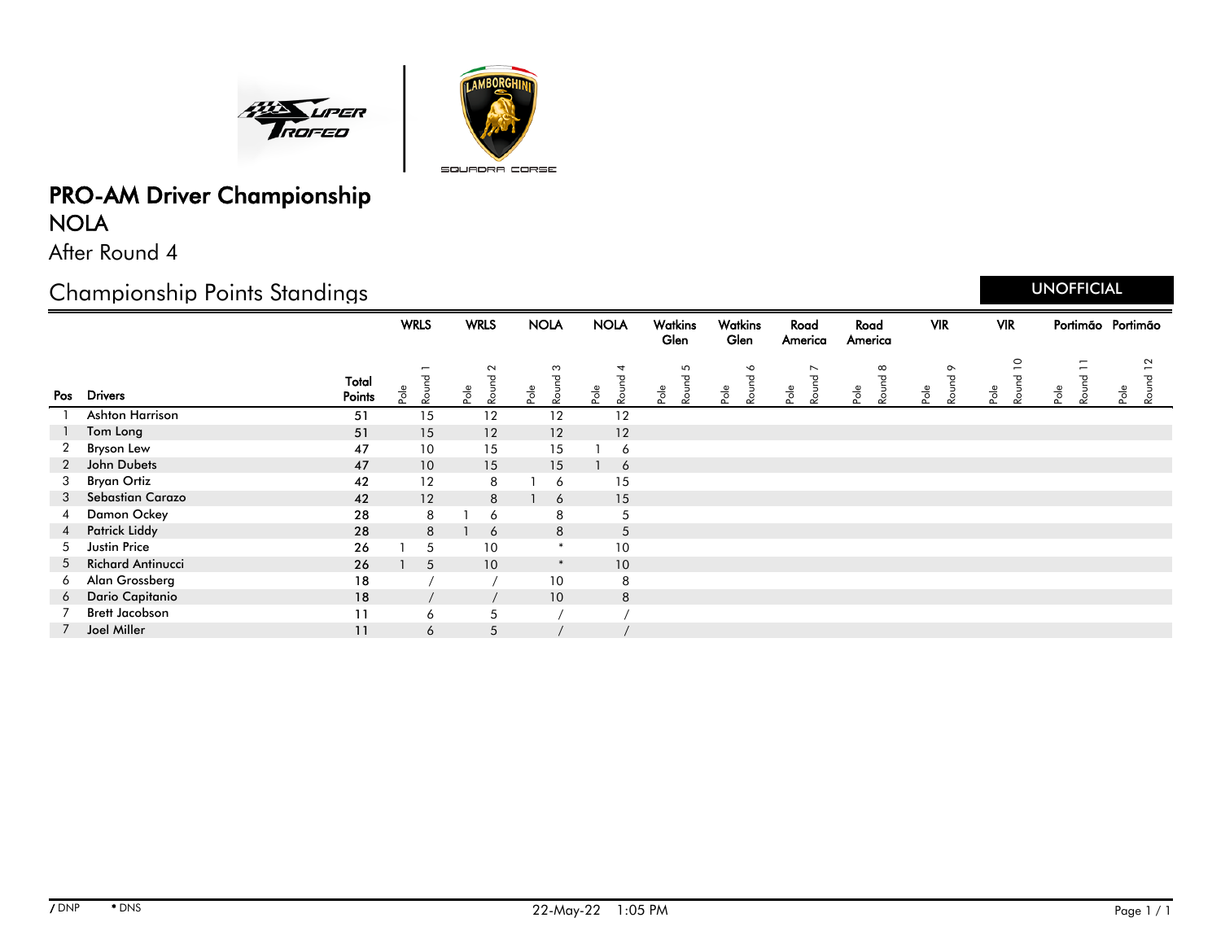# PRO-AM Driver Championship

## NOLA

After Round 4

## Championship Points Standings

UNOFFICIAL

| Pos | Drivers | Total Points | WRLS | | WRLS | | NOLA | | NOLA | | Watkins Glen | | Watkins Glen | | Road America | | Road America | | VIR | | VIR | | Portimão | | Portimão | |
|---|---|---|---|---|---|---|---|---|---|---|---|---|---|---|---|---|---|---|---|---|---|---|---|---|---|---|
| | | | Pole | Round 1 | Pole | Round 2 | Pole | Round 3 | Pole | Round 4 | Pole | Round 5 | Pole | Round 6 | Pole | Round 7 | Pole | Round 8 | Pole | Round 9 | Pole | Round 10 | Pole | Round 11 | Pole | Round 12 |
| 1 | Ashton Harrison | 51 | | 15 | | 12 | | 12 | | 12 | | | | | | | | | | | | | | | | |
| 1 | Tom Long | 51 | | 15 | | 12 | | 12 | | 12 | | | | | | | | | | | | | | | | |
| 2 | Bryson Lew | 47 | | 10 | | 15 | | 15 | 1 | 6 | | | | | | | | | | | | | | | | |
| 2 | John Dubets | 47 | | 10 | | 15 | | 15 | 1 | 6 | | | | | | | | | | | | | | | | |
| 3 | Bryan Ortiz | 42 | | 12 | | 8 | 1 | 6 | | 15 | | | | | | | | | | | | | | | | |
| 3 | Sebastian Carazo | 42 | | 12 | | 8 | 1 | 6 | | 15 | | | | | | | | | | | | | | | | |
| 4 | Damon Ockey | 28 | | 8 | 1 | 6 | | 8 | | 5 | | | | | | | | | | | | | | | | |
| 4 | Patrick Liddy | 28 | | 8 | 1 | 6 | | 8 | | 5 | | | | | | | | | | | | | | | | |
| 5 | Justin Price | 26 | 1 | 5 | | 10 | | * | | 10 | | | | | | | | | | | | | | | | |
| 5 | Richard Antinucci | 26 | 1 | 5 | | 10 | | * | | 10 | | | | | | | | | | | | | | | | |
| 6 | Alan Grossberg | 18 | | / | | / | | 10 | | 8 | | | | | | | | | | | | | | | | |
| 6 | Dario Capitanio | 18 | | / | | / | | 10 | | 8 | | | | | | | | | | | | | | | | |
| 7 | Brett Jacobson | 11 | | 6 | | 5 | | / | | / | | | | | | | | | | | | | | | | |
| 7 | Joel Miller | 11 | | 6 | | 5 | | / | | / | | | | | | | | | | | | | | | | |

/ DNP &nbsp;&nbsp; * DNS

22-May-22 1:05 PM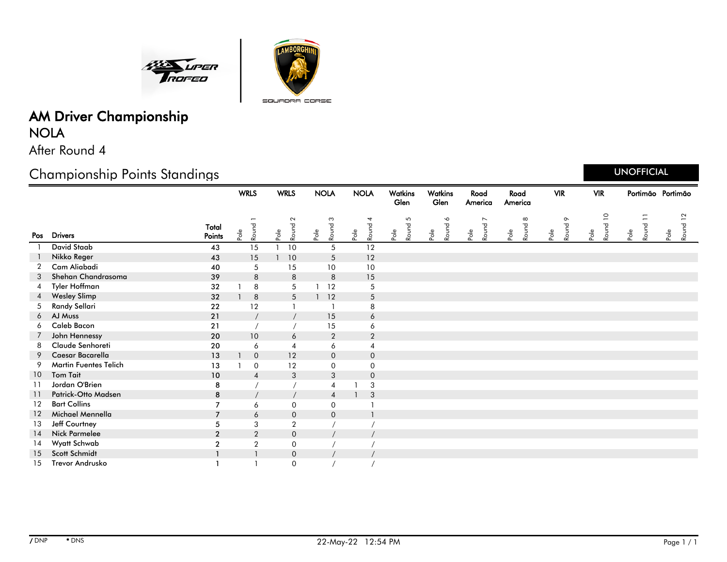# AM Driver Championship

## NOLA

After Round 4

## Championship Points Standings

UNOFFICIAL

| Pos | Drivers | Total Points | WRLS Pole | WRLS Round 1 | WRLS Pole | WRLS Round 2 | NOLA Pole | NOLA Round 3 | NOLA Pole | NOLA Round 4 | Watkins Glen Pole | Watkins Glen Round 5 | Watkins Glen Pole | Watkins Glen Round 6 | Road America Pole | Road America Round 7 | Road America Pole | Road America Round 8 | VIR Pole | VIR Round 9 | VIR Pole | VIR Round 10 | Portimão Pole | Portimão Round 11 | Portimão Pole | Portimão Round 12 |
|---|---|---|---|---|---|---|---|---|---|---|---|---|---|---|---|---|---|---|---|---|---|---|---|---|---|---|
| 1 | David Staab | 43 | | 15 | 1 | 10 | | 5 | | 12 | | | | | | | | | | | | | | | | |
| 1 | Nikko Reger | 43 | | 15 | 1 | 10 | | 5 | | 12 | | | | | | | | | | | | | | | | |
| 2 | Cam Aliabadi | 40 | | 5 | | 15 | | 10 | | 10 | | | | | | | | | | | | | | | | |
| 3 | Shehan Chandrasoma | 39 | | 8 | | 8 | | 8 | | 15 | | | | | | | | | | | | | | | | |
| 4 | Tyler Hoffman | 32 | 1 | 8 | | 5 | 1 | 12 | | 5 | | | | | | | | | | | | | | | | |
| 4 | Wesley Slimp | 32 | 1 | 8 | | 5 | 1 | 12 | | 5 | | | | | | | | | | | | | | | | |
| 5 | Randy Sellari | 22 | | 12 | | 1 | | 1 | | 8 | | | | | | | | | | | | | | | | |
| 6 | AJ Muss | 21 | | / | | / | | 15 | | 6 | | | | | | | | | | | | | | | | |
| 6 | Caleb Bacon | 21 | | / | | / | | 15 | | 6 | | | | | | | | | | | | | | | | |
| 7 | John Hennessy | 20 | | 10 | | 6 | | 2 | | 2 | | | | | | | | | | | | | | | | |
| 8 | Claude Senhoreti | 20 | | 6 | | 4 | | 6 | | 4 | | | | | | | | | | | | | | | | |
| 9 | Caesar Bacarella | 13 | 1 | 0 | | 12 | | 0 | | 0 | | | | | | | | | | | | | | | | |
| 9 | Martin Fuentes Telich | 13 | 1 | 0 | | 12 | | 0 | | 0 | | | | | | | | | | | | | | | | |
| 10 | Tom Tait | 10 | | 4 | | 3 | | 3 | | 0 | | | | | | | | | | | | | | | | |
| 11 | Jordan O'Brien | 8 | | / | | / | | 4 | 1 | 3 | | | | | | | | | | | | | | | | |
| 11 | Patrick-Otto Madsen | 8 | | / | | / | | 4 | 1 | 3 | | | | | | | | | | | | | | | | |
| 12 | Bart Collins | 7 | | 6 | | 0 | | 0 | | 1 | | | | | | | | | | | | | | | | |
| 12 | Michael Mennella | 7 | | 6 | | 0 | | 0 | | 1 | | | | | | | | | | | | | | | | |
| 13 | Jeff Courtney | 5 | | 3 | | 2 | | / | | / | | | | | | | | | | | | | | | | |
| 14 | Nick Parmelee | 2 | | 2 | | 0 | | / | | / | | | | | | | | | | | | | | | | |
| 14 | Wyatt Schwab | 2 | | 2 | | 0 | | / | | / | | | | | | | | | | | | | | | | |
| 15 | Scott Schmidt | 1 | | 1 | | 0 | | / | | / | | | | | | | | | | | | | | | | |
| 15 | Trevor Andrusko | 1 | | 1 | | 0 | | / | | / | | | | | | | | | | | | | | | | |

/ DNP • DNS

22-May-22 12:54 PM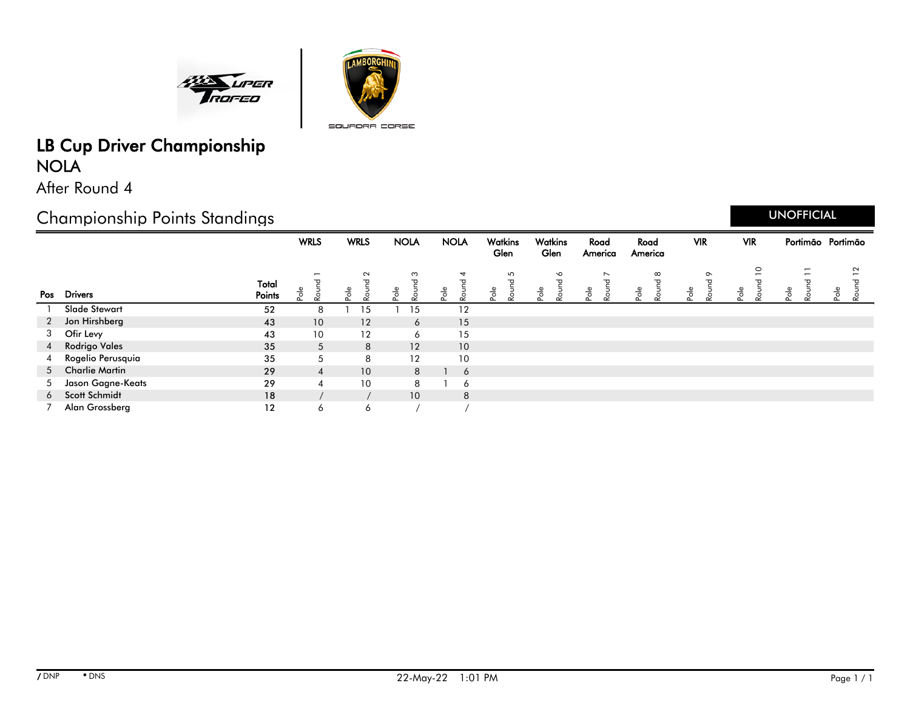# LB Cup Driver Championship

## NOLA

After Round 4

## Championship Points Standings

UNOFFICIAL

| Pos | Drivers | Total Points | WRLS Pole | WRLS Round 1 | WRLS Pole | WRLS Round 2 | NOLA Pole | NOLA Round 3 | NOLA Pole | NOLA Round 4 | Watkins Glen Pole | Watkins Glen Round 5 | Watkins Glen Pole | Watkins Glen Round 6 | Road America Pole | Road America Round 7 | Road America Pole | Road America Round 8 | VIR Pole | VIR Round 9 | VIR Pole | VIR Round 10 | Portimão Pole | Portimão Round 11 | Portimão Pole | Portimão Round 12 |
|---|---|---|---|---|---|---|---|---|---|---|---|---|---|---|---|---|---|---|---|---|---|---|---|---|---|---|
| 1 | Slade Stewart | 52 | | 8 | 1 | 15 | 1 | 15 | | 12 | | | | | | | | | | | | | | | | |
| 2 | Jon Hirshberg | 43 | | 10 | | 12 | | 6 | | 15 | | | | | | | | | | | | | | | | |
| 3 | Ofir Levy | 43 | | 10 | | 12 | | 6 | | 15 | | | | | | | | | | | | | | | | |
| 4 | Rodrigo Vales | 35 | | 5 | | 8 | | 12 | | 10 | | | | | | | | | | | | | | | | |
| 4 | Rogelio Perusquia | 35 | | 5 | | 8 | | 12 | | 10 | | | | | | | | | | | | | | | | |
| 5 | Charlie Martin | 29 | | 4 | | 10 | | 8 | 1 | 6 | | | | | | | | | | | | | | | | |
| 5 | Jason Gagne-Keats | 29 | | 4 | | 10 | | 8 | 1 | 6 | | | | | | | | | | | | | | | | |
| 6 | Scott Schmidt | 18 | | / | | / | | 10 | | 8 | | | | | | | | | | | | | | | | |
| 7 | Alan Grossberg | 12 | | 6 | | 6 | | / | | / | | | | | | | | | | | | | | | | |

/ DNP • DNS

22-May-22 1:01 PM